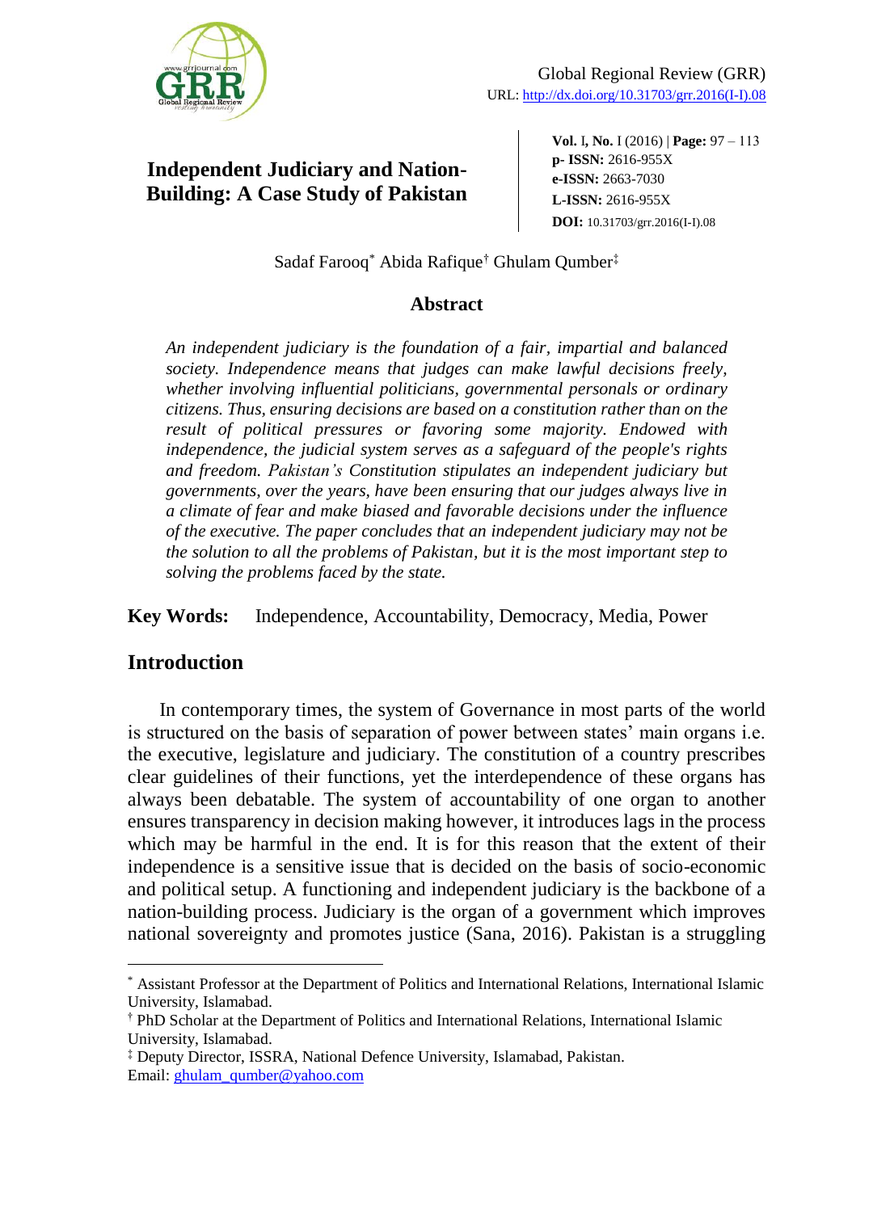Global Regional Review (GRR)
URL: http://dx.doi.org/10.31703/grr.2016(I-I).08

# Independent Judiciary and Nation-Building: A Case Study of Pakistan

**Vol.** I**, No.** I (2016) | **Page:** 97 – 113
**p- ISSN:** 2616-955X
**e-ISSN:** 2663-7030
**L-ISSN:** 2616-955X
**DOI:** 10.31703/grr.2016(I-I).08

Sadaf Farooq[*] Abida Rafique[†] Ghulam Qumber[‡]

## Abstract

*An independent judiciary is the foundation of a fair, impartial and balanced society. Independence means that judges can make lawful decisions freely, whether involving influential politicians, governmental personals or ordinary citizens. Thus, ensuring decisions are based on a constitution rather than on the result of political pressures or favoring some majority. Endowed with independence, the judicial system serves as a safeguard of the people's rights and freedom. Pakistan's Constitution stipulates an independent judiciary but governments, over the years, have been ensuring that our judges always live in a climate of fear and make biased and favorable decisions under the influence of the executive. The paper concludes that an independent judiciary may not be the solution to all the problems of Pakistan, but it is the most important step to solving the problems faced by the state.*

**Key Words:** Independence, Accountability, Democracy, Media, Power

## Introduction

In contemporary times, the system of Governance in most parts of the world is structured on the basis of separation of power between states' main organs i.e. the executive, legislature and judiciary. The constitution of a country prescribes clear guidelines of their functions, yet the interdependence of these organs has always been debatable. The system of accountability of one organ to another ensures transparency in decision making however, it introduces lags in the process which may be harmful in the end. It is for this reason that the extent of their independence is a sensitive issue that is decided on the basis of socio-economic and political setup. A functioning and independent judiciary is the backbone of a nation-building process. Judiciary is the organ of a government which improves national sovereignty and promotes justice (Sana, 2016). Pakistan is a struggling

---

[*] Assistant Professor at the Department of Politics and International Relations, International Islamic University, Islamabad.
[†] PhD Scholar at the Department of Politics and International Relations, International Islamic University, Islamabad.
[‡] Deputy Director, ISSRA, National Defence University, Islamabad, Pakistan.
Email: ghulam_qumber@yahoo.com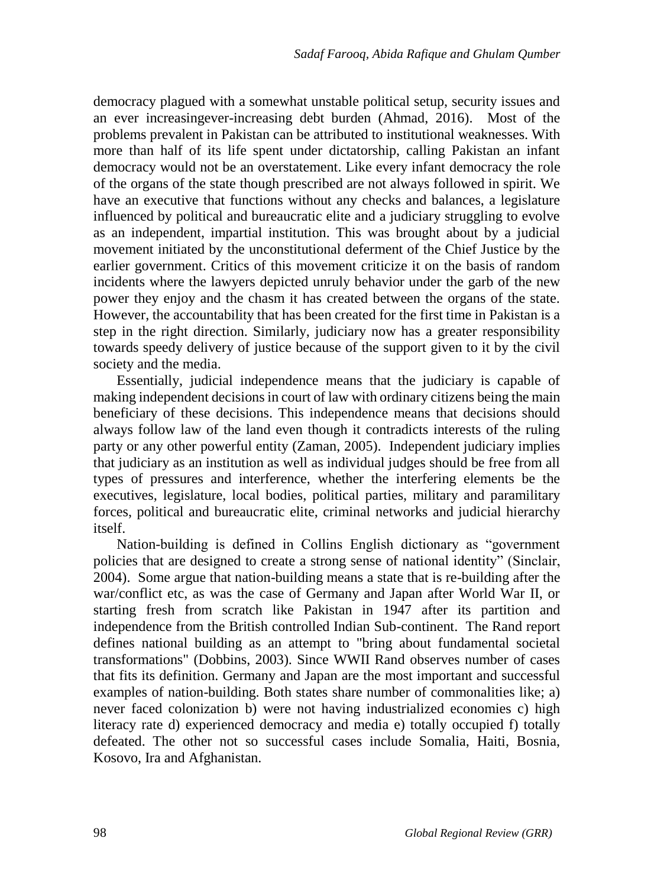democracy plagued with a somewhat unstable political setup, security issues and an ever increasingever-increasing debt burden (Ahmad, 2016). Most of the problems prevalent in Pakistan can be attributed to institutional weaknesses. With more than half of its life spent under dictatorship, calling Pakistan an infant democracy would not be an overstatement. Like every infant democracy the role of the organs of the state though prescribed are not always followed in spirit. We have an executive that functions without any checks and balances, a legislature influenced by political and bureaucratic elite and a judiciary struggling to evolve as an independent, impartial institution. This was brought about by a judicial movement initiated by the unconstitutional deferment of the Chief Justice by the earlier government. Critics of this movement criticize it on the basis of random incidents where the lawyers depicted unruly behavior under the garb of the new power they enjoy and the chasm it has created between the organs of the state. However, the accountability that has been created for the first time in Pakistan is a step in the right direction. Similarly, judiciary now has a greater responsibility towards speedy delivery of justice because of the support given to it by the civil society and the media.

Essentially, judicial independence means that the judiciary is capable of making independent decisions in court of law with ordinary citizens being the main beneficiary of these decisions. This independence means that decisions should always follow law of the land even though it contradicts interests of the ruling party or any other powerful entity (Zaman, 2005). Independent judiciary implies that judiciary as an institution as well as individual judges should be free from all types of pressures and interference, whether the interfering elements be the executives, legislature, local bodies, political parties, military and paramilitary forces, political and bureaucratic elite, criminal networks and judicial hierarchy itself.

Nation-building is defined in Collins English dictionary as "government policies that are designed to create a strong sense of national identity" (Sinclair, 2004). Some argue that nation-building means a state that is re-building after the war/conflict etc, as was the case of Germany and Japan after World War II, or starting fresh from scratch like Pakistan in 1947 after its partition and independence from the British controlled Indian Sub-continent. The Rand report defines national building as an attempt to "bring about fundamental societal transformations" (Dobbins, 2003). Since WWII Rand observes number of cases that fits its definition. Germany and Japan are the most important and successful examples of nation-building. Both states share number of commonalities like; a) never faced colonization b) were not having industrialized economies c) high literacy rate d) experienced democracy and media e) totally occupied f) totally defeated. The other not so successful cases include Somalia, Haiti, Bosnia, Kosovo, Ira and Afghanistan.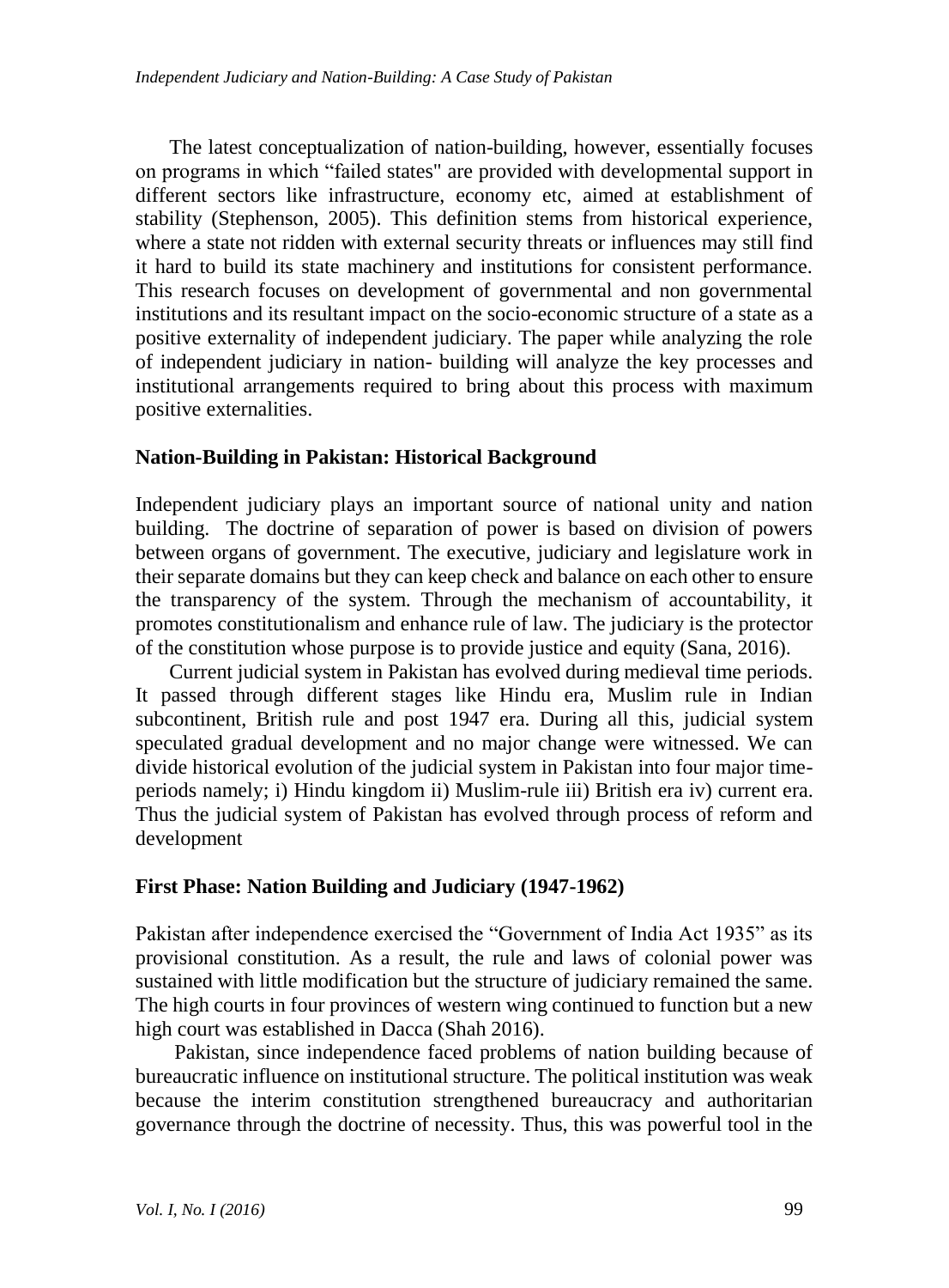The latest conceptualization of nation-building, however, essentially focuses on programs in which “failed states" are provided with developmental support in different sectors like infrastructure, economy etc, aimed at establishment of stability (Stephenson, 2005). This definition stems from historical experience, where a state not ridden with external security threats or influences may still find it hard to build its state machinery and institutions for consistent performance. This research focuses on development of governmental and non governmental institutions and its resultant impact on the socio-economic structure of a state as a positive externality of independent judiciary. The paper while analyzing the role of independent judiciary in nation- building will analyze the key processes and institutional arrangements required to bring about this process with maximum positive externalities.

## Nation-Building in Pakistan: Historical Background

Independent judiciary plays an important source of national unity and nation building. The doctrine of separation of power is based on division of powers between organs of government. The executive, judiciary and legislature work in their separate domains but they can keep check and balance on each other to ensure the transparency of the system. Through the mechanism of accountability, it promotes constitutionalism and enhance rule of law. The judiciary is the protector of the constitution whose purpose is to provide justice and equity (Sana, 2016).

Current judicial system in Pakistan has evolved during medieval time periods. It passed through different stages like Hindu era, Muslim rule in Indian subcontinent, British rule and post 1947 era. During all this, judicial system speculated gradual development and no major change were witnessed. We can divide historical evolution of the judicial system in Pakistan into four major time-periods namely; i) Hindu kingdom ii) Muslim-rule iii) British era iv) current era. Thus the judicial system of Pakistan has evolved through process of reform and development

## First Phase: Nation Building and Judiciary (1947-1962)

Pakistan after independence exercised the “Government of India Act 1935” as its provisional constitution. As a result, the rule and laws of colonial power was sustained with little modification but the structure of judiciary remained the same. The high courts in four provinces of western wing continued to function but a new high court was established in Dacca (Shah 2016).

Pakistan, since independence faced problems of nation building because of bureaucratic influence on institutional structure. The political institution was weak because the interim constitution strengthened bureaucracy and authoritarian governance through the doctrine of necessity. Thus, this was powerful tool in the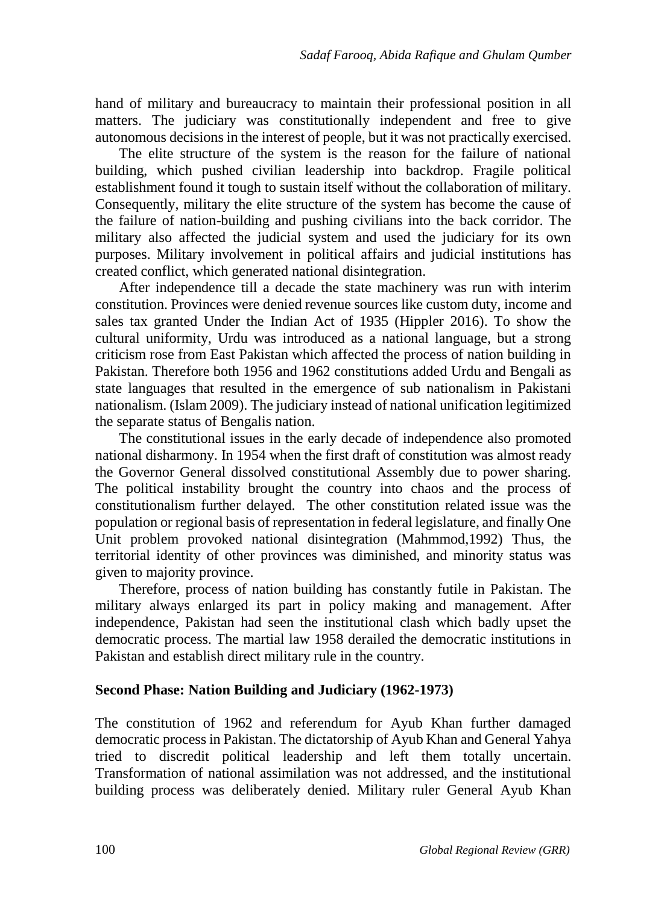hand of military and bureaucracy to maintain their professional position in all matters. The judiciary was constitutionally independent and free to give autonomous decisions in the interest of people, but it was not practically exercised.

The elite structure of the system is the reason for the failure of national building, which pushed civilian leadership into backdrop. Fragile political establishment found it tough to sustain itself without the collaboration of military. Consequently, military the elite structure of the system has become the cause of the failure of nation-building and pushing civilians into the back corridor. The military also affected the judicial system and used the judiciary for its own purposes. Military involvement in political affairs and judicial institutions has created conflict, which generated national disintegration.

After independence till a decade the state machinery was run with interim constitution. Provinces were denied revenue sources like custom duty, income and sales tax granted Under the Indian Act of 1935 (Hippler 2016). To show the cultural uniformity, Urdu was introduced as a national language, but a strong criticism rose from East Pakistan which affected the process of nation building in Pakistan. Therefore both 1956 and 1962 constitutions added Urdu and Bengali as state languages that resulted in the emergence of sub nationalism in Pakistani nationalism. (Islam 2009). The judiciary instead of national unification legitimized the separate status of Bengalis nation.

The constitutional issues in the early decade of independence also promoted national disharmony. In 1954 when the first draft of constitution was almost ready the Governor General dissolved constitutional Assembly due to power sharing. The political instability brought the country into chaos and the process of constitutionalism further delayed. The other constitution related issue was the population or regional basis of representation in federal legislature, and finally One Unit problem provoked national disintegration (Mahmmod,1992) Thus, the territorial identity of other provinces was diminished, and minority status was given to majority province.

Therefore, process of nation building has constantly futile in Pakistan. The military always enlarged its part in policy making and management. After independence, Pakistan had seen the institutional clash which badly upset the democratic process. The martial law 1958 derailed the democratic institutions in Pakistan and establish direct military rule in the country.

## Second Phase: Nation Building and Judiciary (1962-1973)

The constitution of 1962 and referendum for Ayub Khan further damaged democratic process in Pakistan. The dictatorship of Ayub Khan and General Yahya tried to discredit political leadership and left them totally uncertain. Transformation of national assimilation was not addressed, and the institutional building process was deliberately denied. Military ruler General Ayub Khan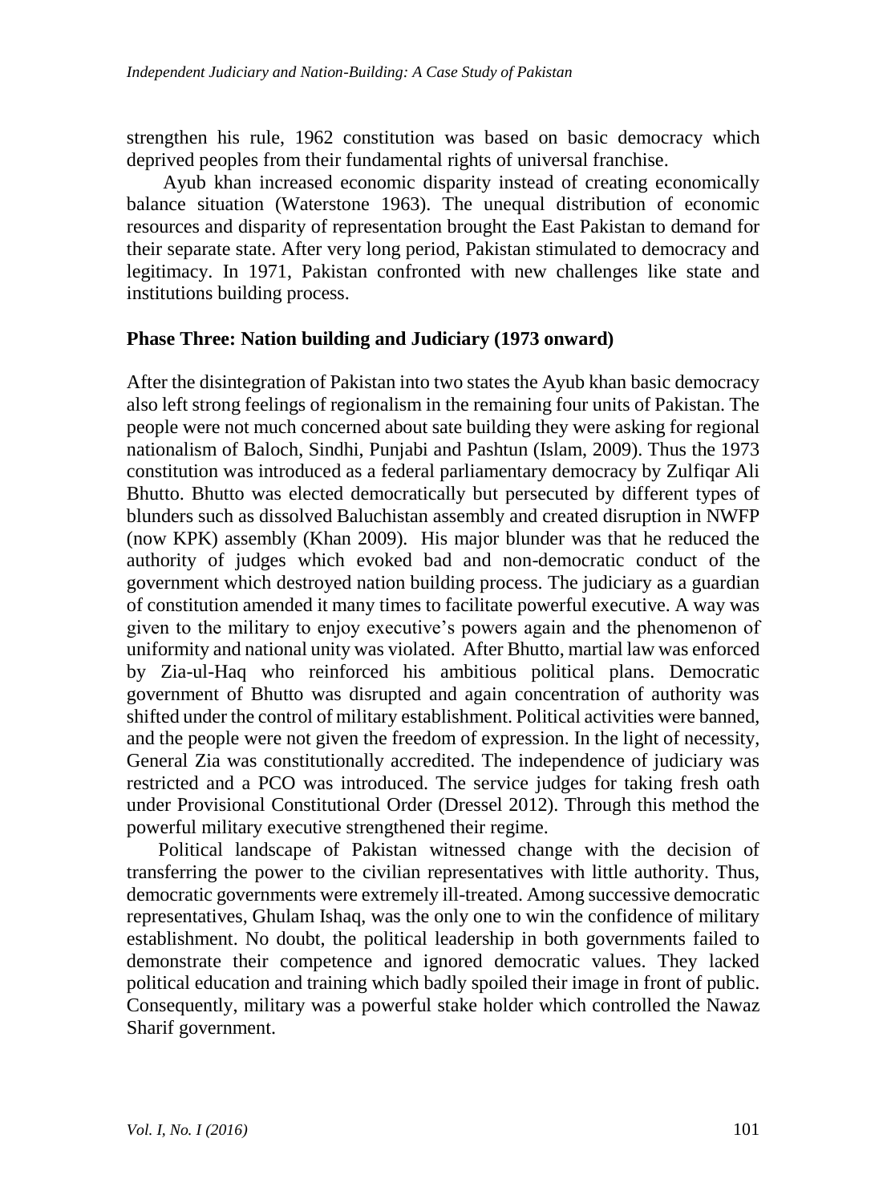strengthen his rule, 1962 constitution was based on basic democracy which deprived peoples from their fundamental rights of universal franchise.

Ayub khan increased economic disparity instead of creating economically balance situation (Waterstone 1963). The unequal distribution of economic resources and disparity of representation brought the East Pakistan to demand for their separate state. After very long period, Pakistan stimulated to democracy and legitimacy. In 1971, Pakistan confronted with new challenges like state and institutions building process.

### Phase Three: Nation building and Judiciary (1973 onward)

After the disintegration of Pakistan into two states the Ayub khan basic democracy also left strong feelings of regionalism in the remaining four units of Pakistan. The people were not much concerned about sate building they were asking for regional nationalism of Baloch, Sindhi, Punjabi and Pashtun (Islam, 2009). Thus the 1973 constitution was introduced as a federal parliamentary democracy by Zulfiqar Ali Bhutto. Bhutto was elected democratically but persecuted by different types of blunders such as dissolved Baluchistan assembly and created disruption in NWFP (now KPK) assembly (Khan 2009). His major blunder was that he reduced the authority of judges which evoked bad and non-democratic conduct of the government which destroyed nation building process. The judiciary as a guardian of constitution amended it many times to facilitate powerful executive. A way was given to the military to enjoy executive's powers again and the phenomenon of uniformity and national unity was violated. After Bhutto, martial law was enforced by Zia-ul-Haq who reinforced his ambitious political plans. Democratic government of Bhutto was disrupted and again concentration of authority was shifted under the control of military establishment. Political activities were banned, and the people were not given the freedom of expression. In the light of necessity, General Zia was constitutionally accredited. The independence of judiciary was restricted and a PCO was introduced. The service judges for taking fresh oath under Provisional Constitutional Order (Dressel 2012). Through this method the powerful military executive strengthened their regime.

Political landscape of Pakistan witnessed change with the decision of transferring the power to the civilian representatives with little authority. Thus, democratic governments were extremely ill-treated. Among successive democratic representatives, Ghulam Ishaq, was the only one to win the confidence of military establishment. No doubt, the political leadership in both governments failed to demonstrate their competence and ignored democratic values. They lacked political education and training which badly spoiled their image in front of public. Consequently, military was a powerful stake holder which controlled the Nawaz Sharif government.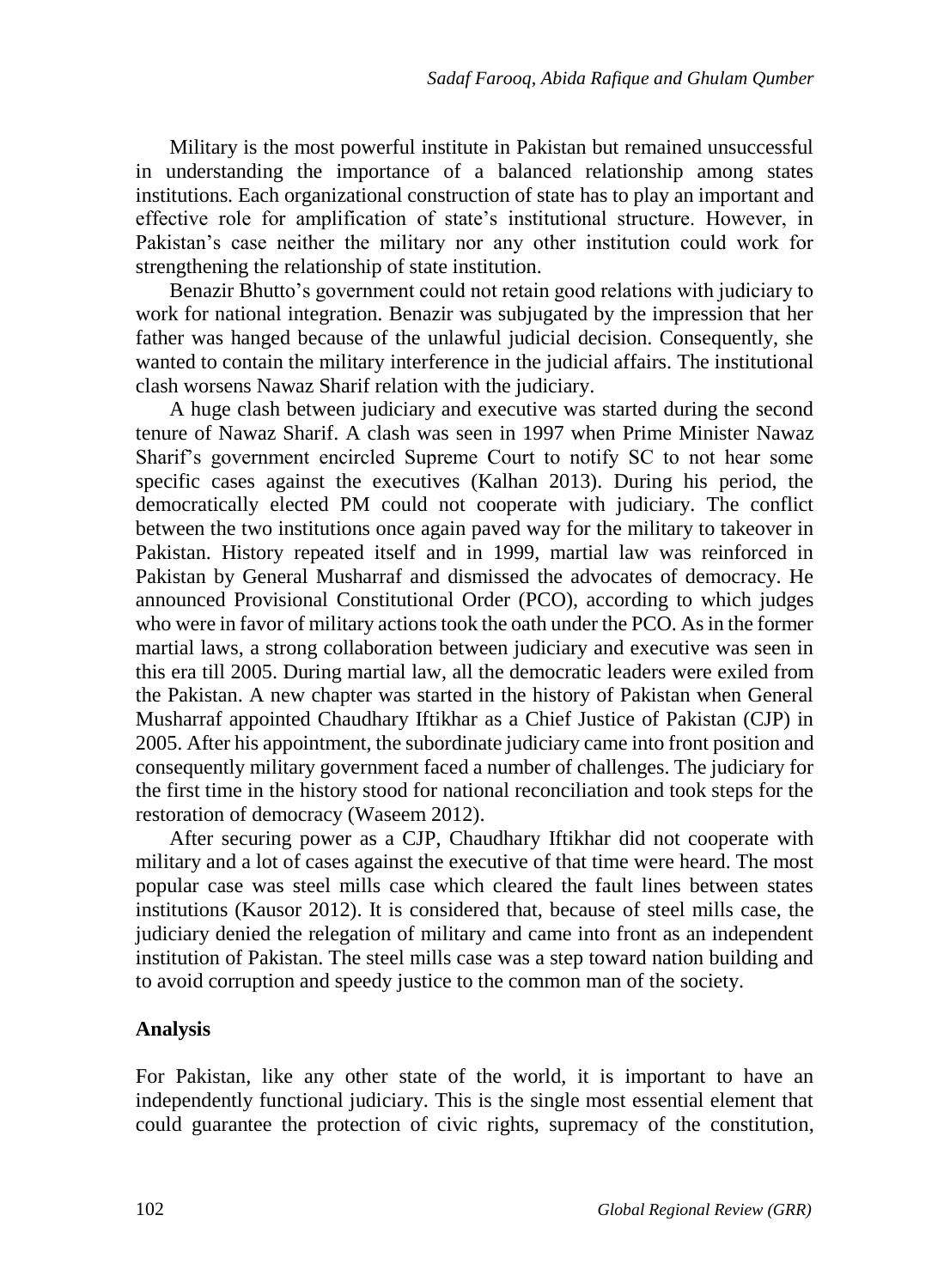Military is the most powerful institute in Pakistan but remained unsuccessful in understanding the importance of a balanced relationship among states institutions. Each organizational construction of state has to play an important and effective role for amplification of state's institutional structure. However, in Pakistan's case neither the military nor any other institution could work for strengthening the relationship of state institution.

Benazir Bhutto's government could not retain good relations with judiciary to work for national integration. Benazir was subjugated by the impression that her father was hanged because of the unlawful judicial decision. Consequently, she wanted to contain the military interference in the judicial affairs. The institutional clash worsens Nawaz Sharif relation with the judiciary.

A huge clash between judiciary and executive was started during the second tenure of Nawaz Sharif. A clash was seen in 1997 when Prime Minister Nawaz Sharif's government encircled Supreme Court to notify SC to not hear some specific cases against the executives (Kalhan 2013). During his period, the democratically elected PM could not cooperate with judiciary. The conflict between the two institutions once again paved way for the military to takeover in Pakistan. History repeated itself and in 1999, martial law was reinforced in Pakistan by General Musharraf and dismissed the advocates of democracy. He announced Provisional Constitutional Order (PCO), according to which judges who were in favor of military actions took the oath under the PCO. As in the former martial laws, a strong collaboration between judiciary and executive was seen in this era till 2005. During martial law, all the democratic leaders were exiled from the Pakistan. A new chapter was started in the history of Pakistan when General Musharraf appointed Chaudhary Iftikhar as a Chief Justice of Pakistan (CJP) in 2005. After his appointment, the subordinate judiciary came into front position and consequently military government faced a number of challenges. The judiciary for the first time in the history stood for national reconciliation and took steps for the restoration of democracy (Waseem 2012).

After securing power as a CJP, Chaudhary Iftikhar did not cooperate with military and a lot of cases against the executive of that time were heard. The most popular case was steel mills case which cleared the fault lines between states institutions (Kausor 2012). It is considered that, because of steel mills case, the judiciary denied the relegation of military and came into front as an independent institution of Pakistan. The steel mills case was a step toward nation building and to avoid corruption and speedy justice to the common man of the society.

## Analysis

For Pakistan, like any other state of the world, it is important to have an independently functional judiciary. This is the single most essential element that could guarantee the protection of civic rights, supremacy of the constitution,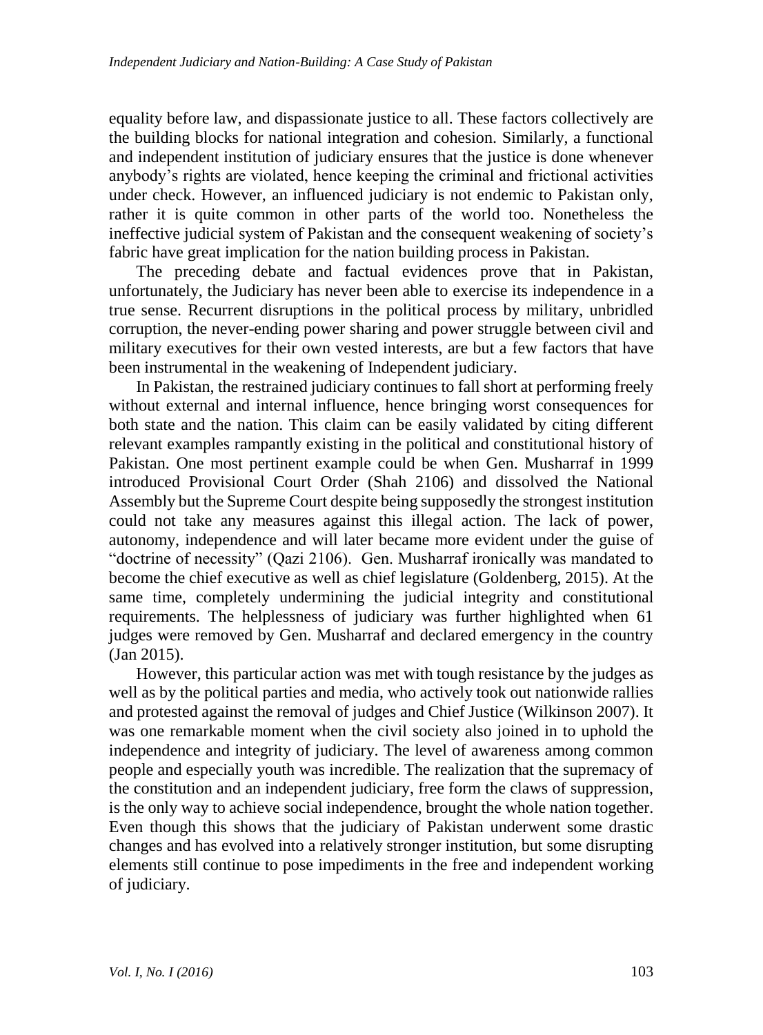equality before law, and dispassionate justice to all. These factors collectively are the building blocks for national integration and cohesion. Similarly, a functional and independent institution of judiciary ensures that the justice is done whenever anybody's rights are violated, hence keeping the criminal and frictional activities under check. However, an influenced judiciary is not endemic to Pakistan only, rather it is quite common in other parts of the world too. Nonetheless the ineffective judicial system of Pakistan and the consequent weakening of society's fabric have great implication for the nation building process in Pakistan.

The preceding debate and factual evidences prove that in Pakistan, unfortunately, the Judiciary has never been able to exercise its independence in a true sense. Recurrent disruptions in the political process by military, unbridled corruption, the never-ending power sharing and power struggle between civil and military executives for their own vested interests, are but a few factors that have been instrumental in the weakening of Independent judiciary.

In Pakistan, the restrained judiciary continues to fall short at performing freely without external and internal influence, hence bringing worst consequences for both state and the nation. This claim can be easily validated by citing different relevant examples rampantly existing in the political and constitutional history of Pakistan. One most pertinent example could be when Gen. Musharraf in 1999 introduced Provisional Court Order (Shah 2106) and dissolved the National Assembly but the Supreme Court despite being supposedly the strongest institution could not take any measures against this illegal action. The lack of power, autonomy, independence and will later became more evident under the guise of "doctrine of necessity" (Qazi 2106). Gen. Musharraf ironically was mandated to become the chief executive as well as chief legislature (Goldenberg, 2015). At the same time, completely undermining the judicial integrity and constitutional requirements. The helplessness of judiciary was further highlighted when 61 judges were removed by Gen. Musharraf and declared emergency in the country (Jan 2015).

However, this particular action was met with tough resistance by the judges as well as by the political parties and media, who actively took out nationwide rallies and protested against the removal of judges and Chief Justice (Wilkinson 2007). It was one remarkable moment when the civil society also joined in to uphold the independence and integrity of judiciary. The level of awareness among common people and especially youth was incredible. The realization that the supremacy of the constitution and an independent judiciary, free form the claws of suppression, is the only way to achieve social independence, brought the whole nation together. Even though this shows that the judiciary of Pakistan underwent some drastic changes and has evolved into a relatively stronger institution, but some disrupting elements still continue to pose impediments in the free and independent working of judiciary.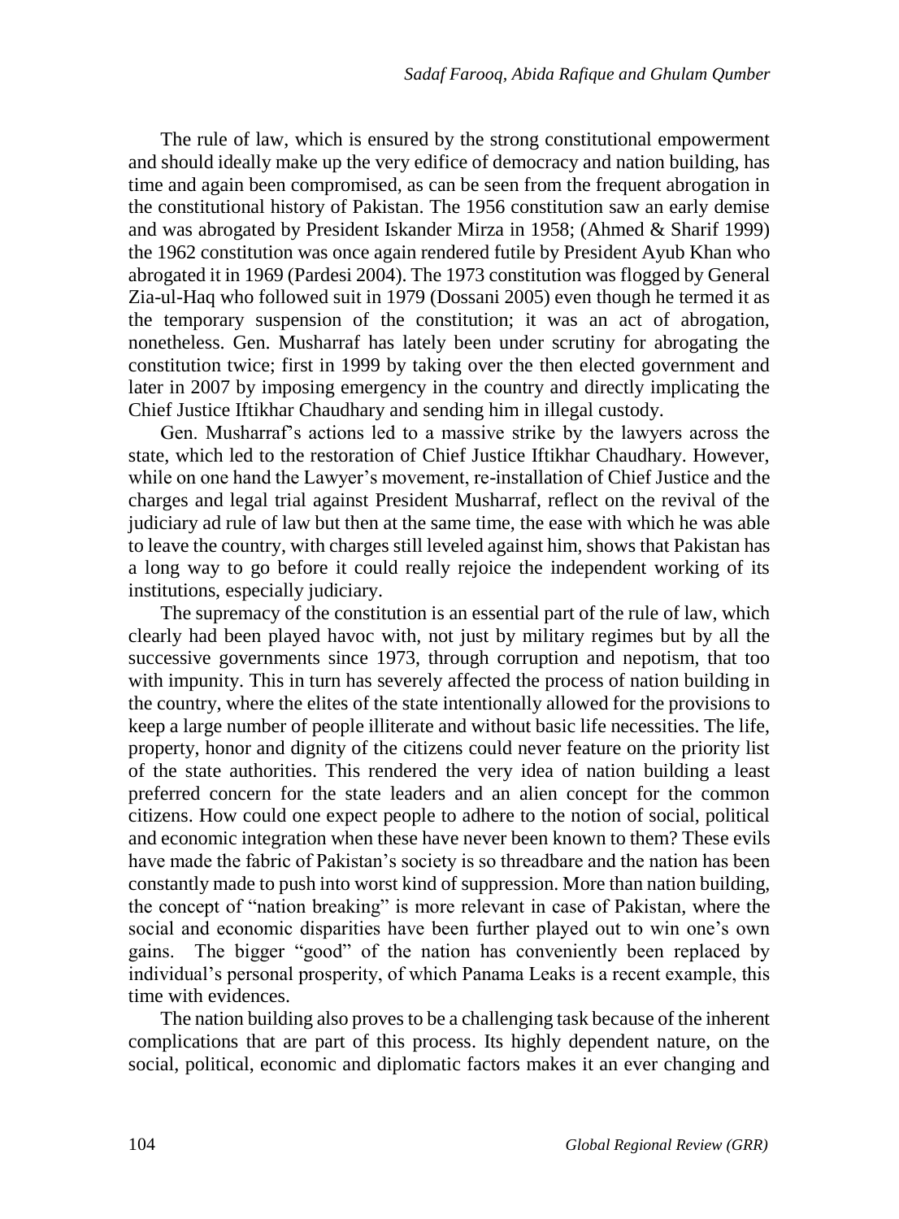The rule of law, which is ensured by the strong constitutional empowerment and should ideally make up the very edifice of democracy and nation building, has time and again been compromised, as can be seen from the frequent abrogation in the constitutional history of Pakistan. The 1956 constitution saw an early demise and was abrogated by President Iskander Mirza in 1958; (Ahmed & Sharif 1999) the 1962 constitution was once again rendered futile by President Ayub Khan who abrogated it in 1969 (Pardesi 2004). The 1973 constitution was flogged by General Zia-ul-Haq who followed suit in 1979 (Dossani 2005) even though he termed it as the temporary suspension of the constitution; it was an act of abrogation, nonetheless. Gen. Musharraf has lately been under scrutiny for abrogating the constitution twice; first in 1999 by taking over the then elected government and later in 2007 by imposing emergency in the country and directly implicating the Chief Justice Iftikhar Chaudhary and sending him in illegal custody.

Gen. Musharraf's actions led to a massive strike by the lawyers across the state, which led to the restoration of Chief Justice Iftikhar Chaudhary. However, while on one hand the Lawyer's movement, re-installation of Chief Justice and the charges and legal trial against President Musharraf, reflect on the revival of the judiciary ad rule of law but then at the same time, the ease with which he was able to leave the country, with charges still leveled against him, shows that Pakistan has a long way to go before it could really rejoice the independent working of its institutions, especially judiciary.

The supremacy of the constitution is an essential part of the rule of law, which clearly had been played havoc with, not just by military regimes but by all the successive governments since 1973, through corruption and nepotism, that too with impunity. This in turn has severely affected the process of nation building in the country, where the elites of the state intentionally allowed for the provisions to keep a large number of people illiterate and without basic life necessities. The life, property, honor and dignity of the citizens could never feature on the priority list of the state authorities. This rendered the very idea of nation building a least preferred concern for the state leaders and an alien concept for the common citizens. How could one expect people to adhere to the notion of social, political and economic integration when these have never been known to them? These evils have made the fabric of Pakistan's society is so threadbare and the nation has been constantly made to push into worst kind of suppression. More than nation building, the concept of "nation breaking" is more relevant in case of Pakistan, where the social and economic disparities have been further played out to win one's own gains. The bigger "good" of the nation has conveniently been replaced by individual's personal prosperity, of which Panama Leaks is a recent example, this time with evidences.

The nation building also proves to be a challenging task because of the inherent complications that are part of this process. Its highly dependent nature, on the social, political, economic and diplomatic factors makes it an ever changing and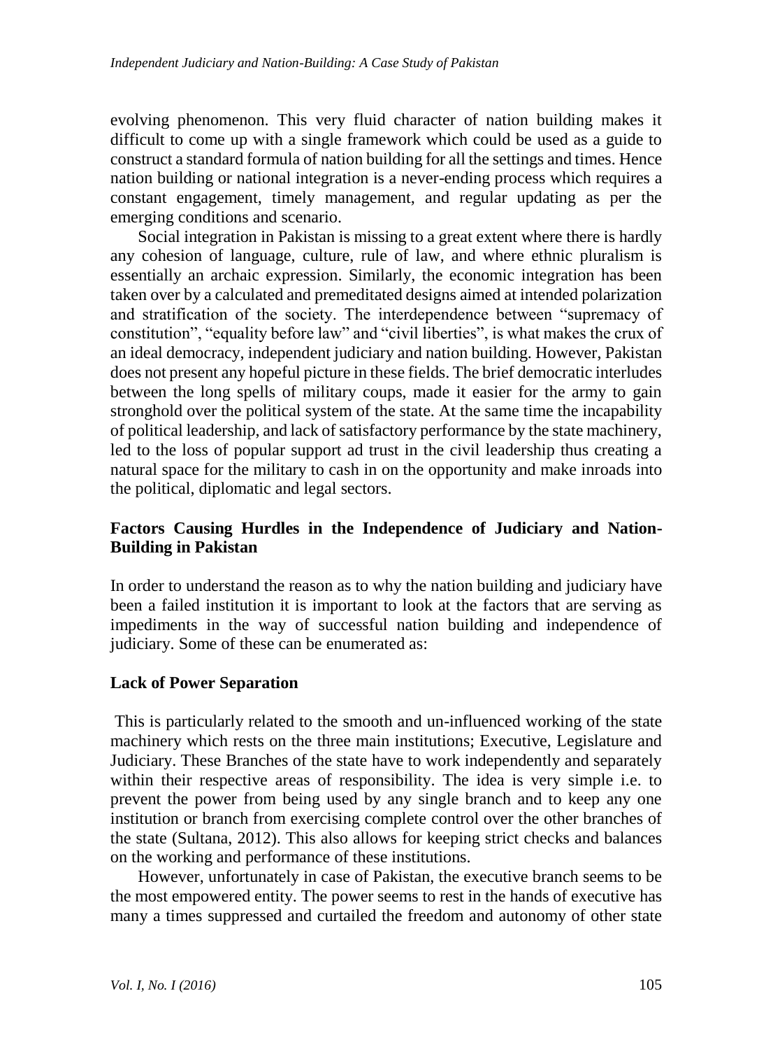evolving phenomenon. This very fluid character of nation building makes it difficult to come up with a single framework which could be used as a guide to construct a standard formula of nation building for all the settings and times. Hence nation building or national integration is a never-ending process which requires a constant engagement, timely management, and regular updating as per the emerging conditions and scenario.

Social integration in Pakistan is missing to a great extent where there is hardly any cohesion of language, culture, rule of law, and where ethnic pluralism is essentially an archaic expression. Similarly, the economic integration has been taken over by a calculated and premeditated designs aimed at intended polarization and stratification of the society. The interdependence between "supremacy of constitution", "equality before law" and "civil liberties", is what makes the crux of an ideal democracy, independent judiciary and nation building. However, Pakistan does not present any hopeful picture in these fields. The brief democratic interludes between the long spells of military coups, made it easier for the army to gain stronghold over the political system of the state. At the same time the incapability of political leadership, and lack of satisfactory performance by the state machinery, led to the loss of popular support ad trust in the civil leadership thus creating a natural space for the military to cash in on the opportunity and make inroads into the political, diplomatic and legal sectors.

## Factors Causing Hurdles in the Independence of Judiciary and Nation-Building in Pakistan

In order to understand the reason as to why the nation building and judiciary have been a failed institution it is important to look at the factors that are serving as impediments in the way of successful nation building and independence of judiciary. Some of these can be enumerated as:

### Lack of Power Separation

This is particularly related to the smooth and un-influenced working of the state machinery which rests on the three main institutions; Executive, Legislature and Judiciary. These Branches of the state have to work independently and separately within their respective areas of responsibility. The idea is very simple i.e. to prevent the power from being used by any single branch and to keep any one institution or branch from exercising complete control over the other branches of the state (Sultana, 2012). This also allows for keeping strict checks and balances on the working and performance of these institutions.

However, unfortunately in case of Pakistan, the executive branch seems to be the most empowered entity. The power seems to rest in the hands of executive has many a times suppressed and curtailed the freedom and autonomy of other state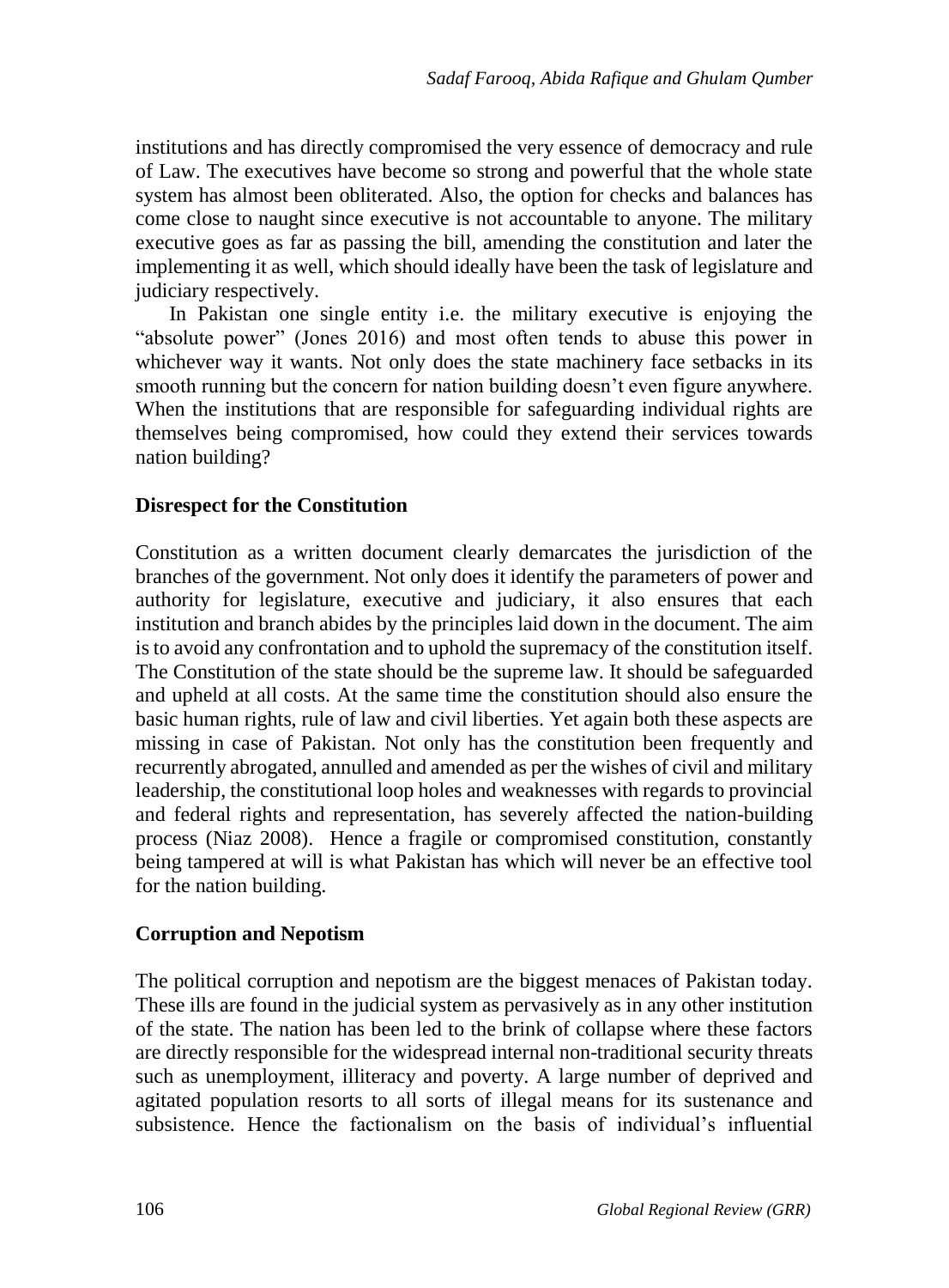institutions and has directly compromised the very essence of democracy and rule of Law. The executives have become so strong and powerful that the whole state system has almost been obliterated. Also, the option for checks and balances has come close to naught since executive is not accountable to anyone. The military executive goes as far as passing the bill, amending the constitution and later the implementing it as well, which should ideally have been the task of legislature and judiciary respectively.

In Pakistan one single entity i.e. the military executive is enjoying the "absolute power" (Jones 2016) and most often tends to abuse this power in whichever way it wants. Not only does the state machinery face setbacks in its smooth running but the concern for nation building doesn't even figure anywhere. When the institutions that are responsible for safeguarding individual rights are themselves being compromised, how could they extend their services towards nation building?

### Disrespect for the Constitution

Constitution as a written document clearly demarcates the jurisdiction of the branches of the government. Not only does it identify the parameters of power and authority for legislature, executive and judiciary, it also ensures that each institution and branch abides by the principles laid down in the document. The aim is to avoid any confrontation and to uphold the supremacy of the constitution itself. The Constitution of the state should be the supreme law. It should be safeguarded and upheld at all costs. At the same time the constitution should also ensure the basic human rights, rule of law and civil liberties. Yet again both these aspects are missing in case of Pakistan. Not only has the constitution been frequently and recurrently abrogated, annulled and amended as per the wishes of civil and military leadership, the constitutional loop holes and weaknesses with regards to provincial and federal rights and representation, has severely affected the nation-building process (Niaz 2008). Hence a fragile or compromised constitution, constantly being tampered at will is what Pakistan has which will never be an effective tool for the nation building.

### Corruption and Nepotism

The political corruption and nepotism are the biggest menaces of Pakistan today. These ills are found in the judicial system as pervasively as in any other institution of the state. The nation has been led to the brink of collapse where these factors are directly responsible for the widespread internal non-traditional security threats such as unemployment, illiteracy and poverty. A large number of deprived and agitated population resorts to all sorts of illegal means for its sustenance and subsistence. Hence the factionalism on the basis of individual's influential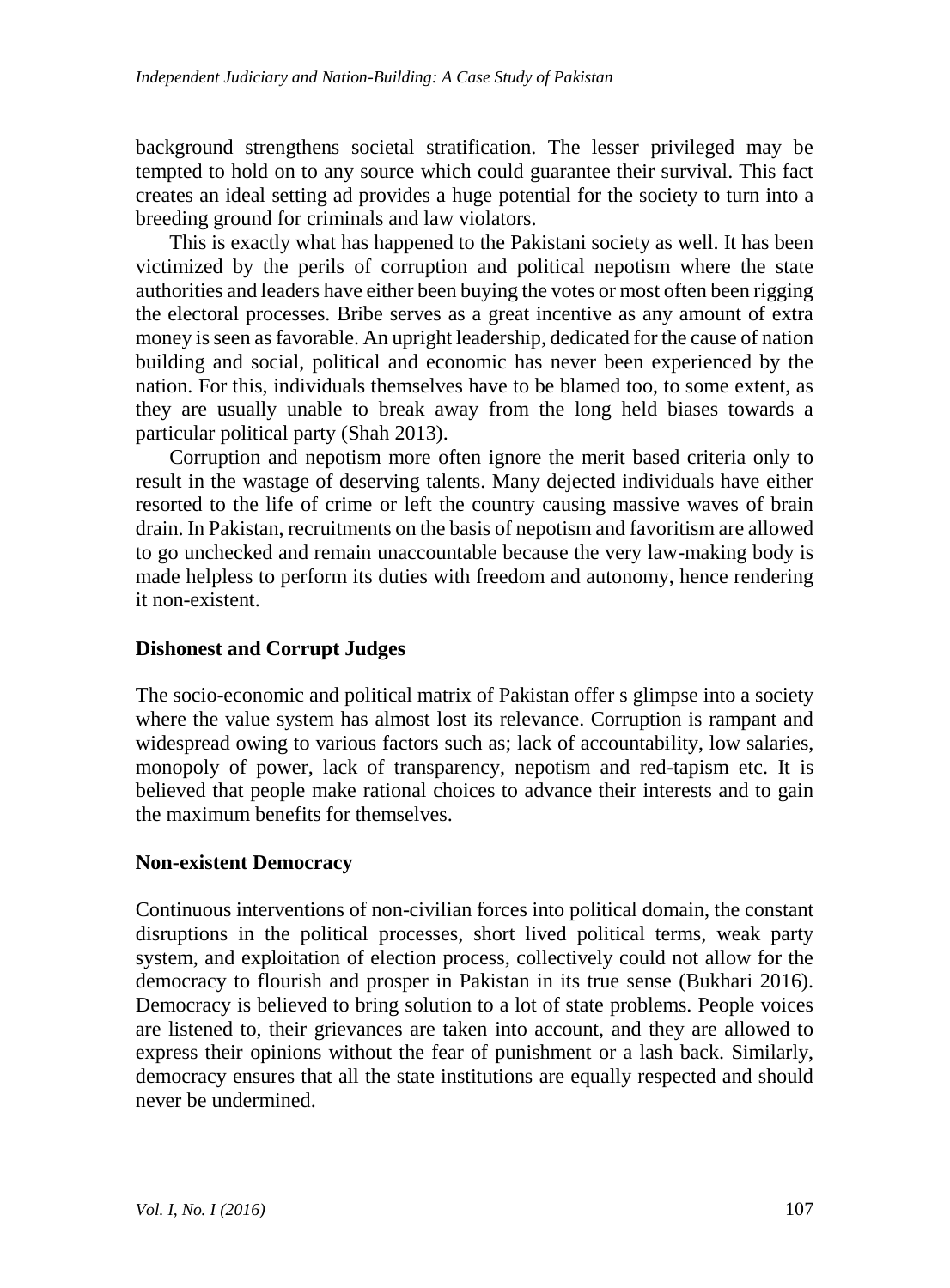background strengthens societal stratification. The lesser privileged may be tempted to hold on to any source which could guarantee their survival. This fact creates an ideal setting ad provides a huge potential for the society to turn into a breeding ground for criminals and law violators.

This is exactly what has happened to the Pakistani society as well. It has been victimized by the perils of corruption and political nepotism where the state authorities and leaders have either been buying the votes or most often been rigging the electoral processes. Bribe serves as a great incentive as any amount of extra money is seen as favorable. An upright leadership, dedicated for the cause of nation building and social, political and economic has never been experienced by the nation. For this, individuals themselves have to be blamed too, to some extent, as they are usually unable to break away from the long held biases towards a particular political party (Shah 2013).

Corruption and nepotism more often ignore the merit based criteria only to result in the wastage of deserving talents. Many dejected individuals have either resorted to the life of crime or left the country causing massive waves of brain drain. In Pakistan, recruitments on the basis of nepotism and favoritism are allowed to go unchecked and remain unaccountable because the very law-making body is made helpless to perform its duties with freedom and autonomy, hence rendering it non-existent.

### Dishonest and Corrupt Judges

The socio-economic and political matrix of Pakistan offer s glimpse into a society where the value system has almost lost its relevance. Corruption is rampant and widespread owing to various factors such as; lack of accountability, low salaries, monopoly of power, lack of transparency, nepotism and red-tapism etc. It is believed that people make rational choices to advance their interests and to gain the maximum benefits for themselves.

### Non-existent Democracy

Continuous interventions of non-civilian forces into political domain, the constant disruptions in the political processes, short lived political terms, weak party system, and exploitation of election process, collectively could not allow for the democracy to flourish and prosper in Pakistan in its true sense (Bukhari 2016). Democracy is believed to bring solution to a lot of state problems. People voices are listened to, their grievances are taken into account, and they are allowed to express their opinions without the fear of punishment or a lash back. Similarly, democracy ensures that all the state institutions are equally respected and should never be undermined.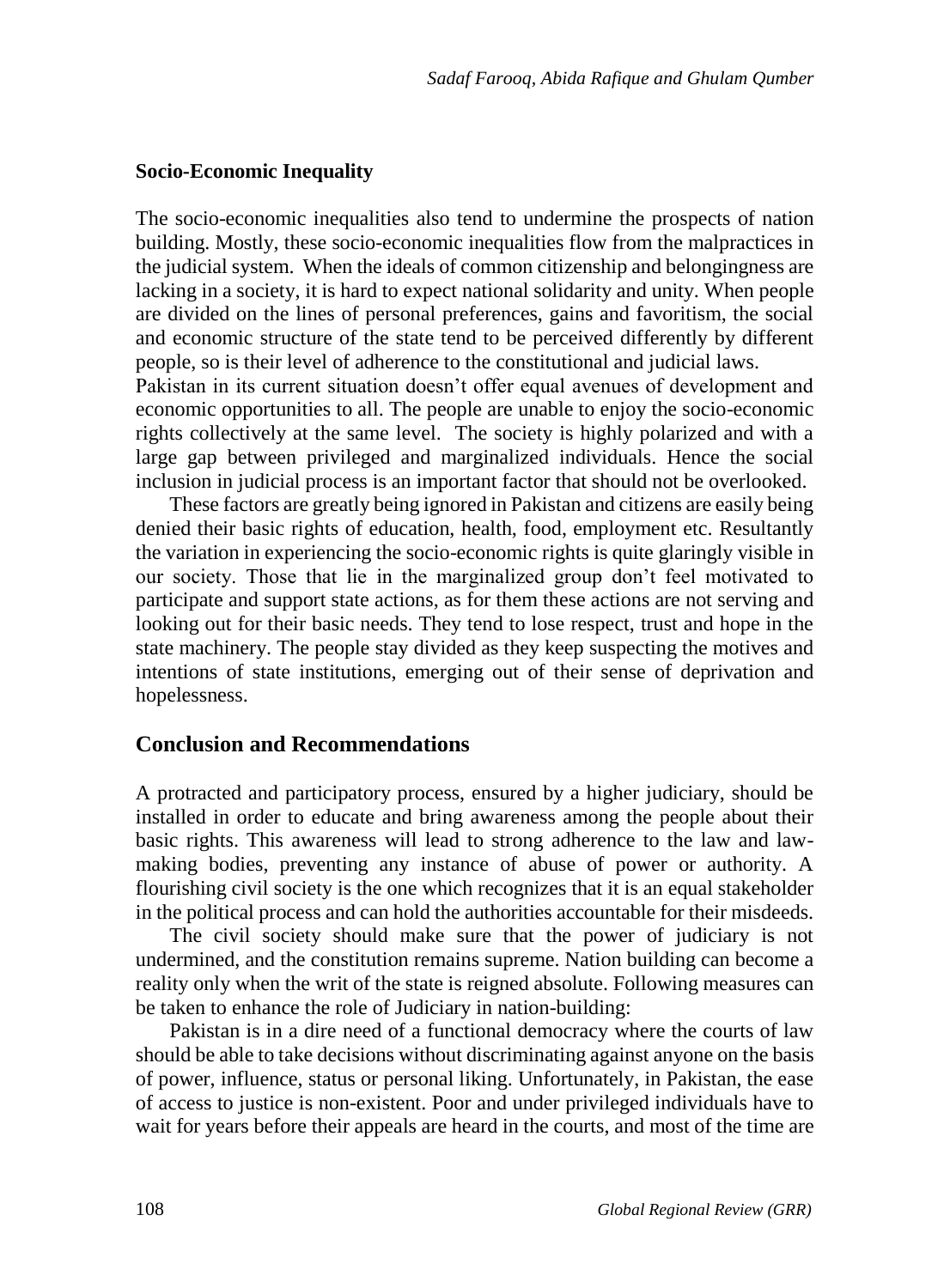### Socio-Economic Inequality

The socio-economic inequalities also tend to undermine the prospects of nation building. Mostly, these socio-economic inequalities flow from the malpractices in the judicial system. When the ideals of common citizenship and belongingness are lacking in a society, it is hard to expect national solidarity and unity. When people are divided on the lines of personal preferences, gains and favoritism, the social and economic structure of the state tend to be perceived differently by different people, so is their level of adherence to the constitutional and judicial laws.

Pakistan in its current situation doesn't offer equal avenues of development and economic opportunities to all. The people are unable to enjoy the socio-economic rights collectively at the same level. The society is highly polarized and with a large gap between privileged and marginalized individuals. Hence the social inclusion in judicial process is an important factor that should not be overlooked.

These factors are greatly being ignored in Pakistan and citizens are easily being denied their basic rights of education, health, food, employment etc. Resultantly the variation in experiencing the socio-economic rights is quite glaringly visible in our society. Those that lie in the marginalized group don't feel motivated to participate and support state actions, as for them these actions are not serving and looking out for their basic needs. They tend to lose respect, trust and hope in the state machinery. The people stay divided as they keep suspecting the motives and intentions of state institutions, emerging out of their sense of deprivation and hopelessness.

## Conclusion and Recommendations

A protracted and participatory process, ensured by a higher judiciary, should be installed in order to educate and bring awareness among the people about their basic rights. This awareness will lead to strong adherence to the law and law-making bodies, preventing any instance of abuse of power or authority. A flourishing civil society is the one which recognizes that it is an equal stakeholder in the political process and can hold the authorities accountable for their misdeeds.

The civil society should make sure that the power of judiciary is not undermined, and the constitution remains supreme. Nation building can become a reality only when the writ of the state is reigned absolute. Following measures can be taken to enhance the role of Judiciary in nation-building:

Pakistan is in a dire need of a functional democracy where the courts of law should be able to take decisions without discriminating against anyone on the basis of power, influence, status or personal liking. Unfortunately, in Pakistan, the ease of access to justice is non-existent. Poor and under privileged individuals have to wait for years before their appeals are heard in the courts, and most of the time are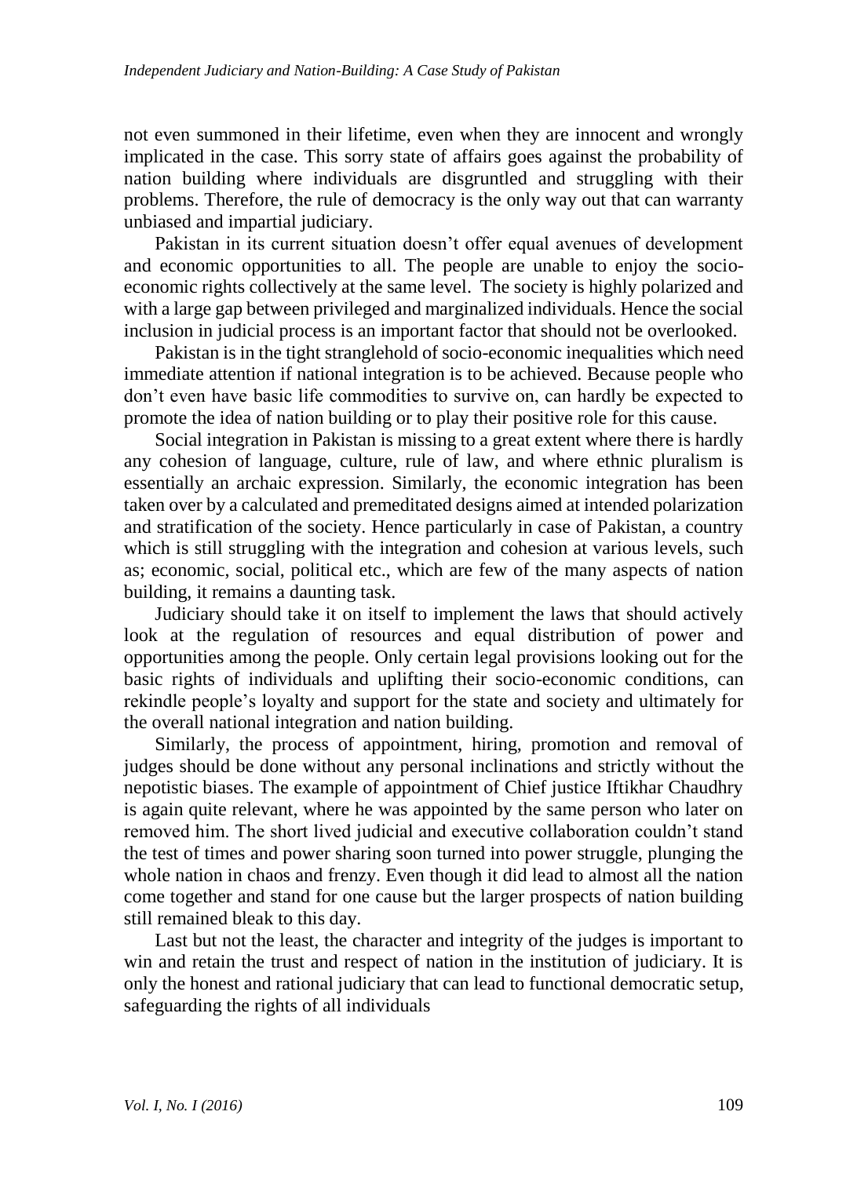not even summoned in their lifetime, even when they are innocent and wrongly implicated in the case. This sorry state of affairs goes against the probability of nation building where individuals are disgruntled and struggling with their problems. Therefore, the rule of democracy is the only way out that can warranty unbiased and impartial judiciary.

Pakistan in its current situation doesn't offer equal avenues of development and economic opportunities to all. The people are unable to enjoy the socio-economic rights collectively at the same level. The society is highly polarized and with a large gap between privileged and marginalized individuals. Hence the social inclusion in judicial process is an important factor that should not be overlooked.

Pakistan is in the tight stranglehold of socio-economic inequalities which need immediate attention if national integration is to be achieved. Because people who don't even have basic life commodities to survive on, can hardly be expected to promote the idea of nation building or to play their positive role for this cause.

Social integration in Pakistan is missing to a great extent where there is hardly any cohesion of language, culture, rule of law, and where ethnic pluralism is essentially an archaic expression. Similarly, the economic integration has been taken over by a calculated and premeditated designs aimed at intended polarization and stratification of the society. Hence particularly in case of Pakistan, a country which is still struggling with the integration and cohesion at various levels, such as; economic, social, political etc., which are few of the many aspects of nation building, it remains a daunting task.

Judiciary should take it on itself to implement the laws that should actively look at the regulation of resources and equal distribution of power and opportunities among the people. Only certain legal provisions looking out for the basic rights of individuals and uplifting their socio-economic conditions, can rekindle people's loyalty and support for the state and society and ultimately for the overall national integration and nation building.

Similarly, the process of appointment, hiring, promotion and removal of judges should be done without any personal inclinations and strictly without the nepotistic biases. The example of appointment of Chief justice Iftikhar Chaudhry is again quite relevant, where he was appointed by the same person who later on removed him. The short lived judicial and executive collaboration couldn't stand the test of times and power sharing soon turned into power struggle, plunging the whole nation in chaos and frenzy. Even though it did lead to almost all the nation come together and stand for one cause but the larger prospects of nation building still remained bleak to this day.

Last but not the least, the character and integrity of the judges is important to win and retain the trust and respect of nation in the institution of judiciary. It is only the honest and rational judiciary that can lead to functional democratic setup, safeguarding the rights of all individuals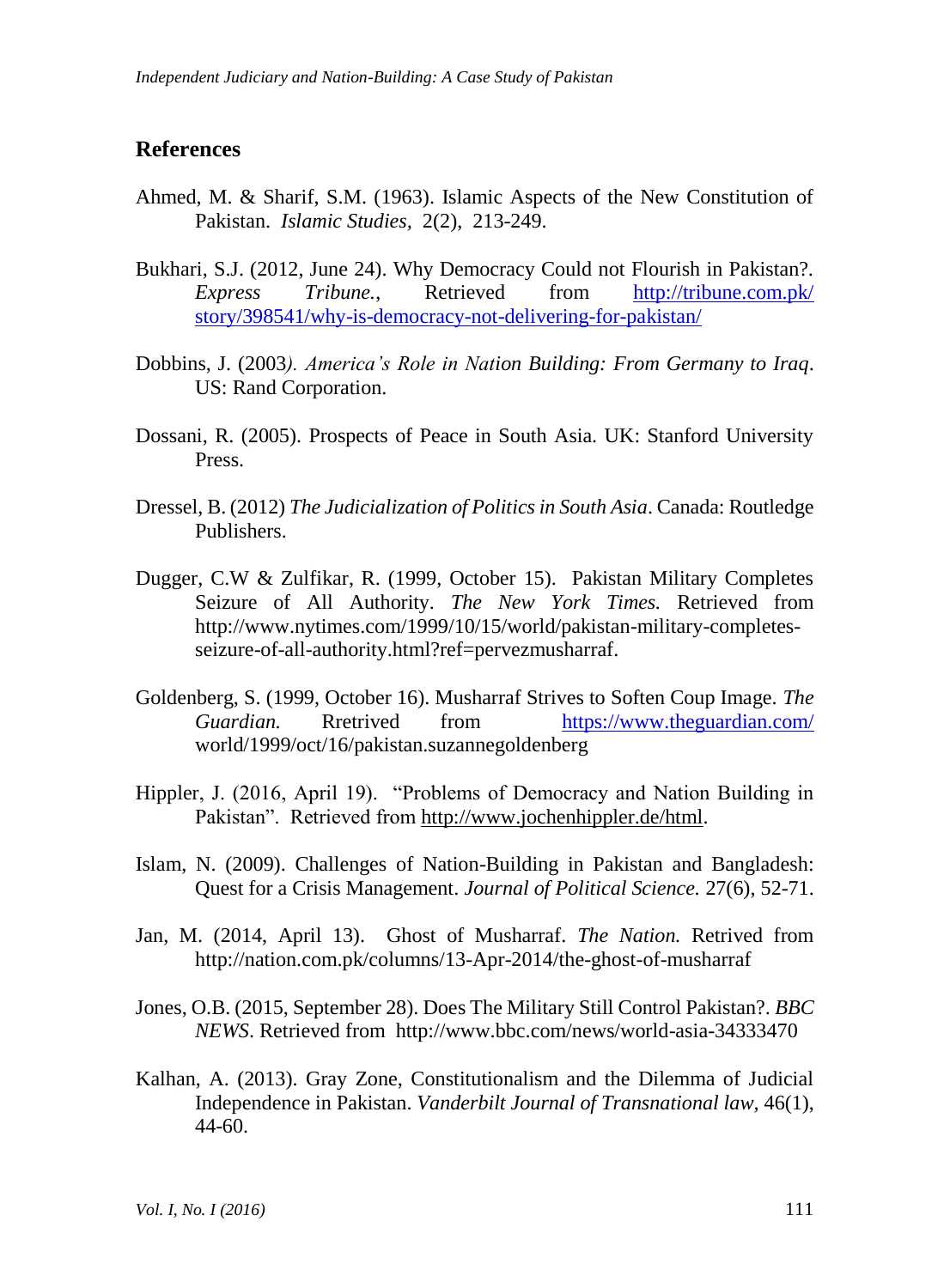## References

Ahmed, M. & Sharif, S.M. (1963). Islamic Aspects of the New Constitution of Pakistan. *Islamic Studies*, 2(2), 213-249.

Bukhari, S.J. (2012, June 24). Why Democracy Could not Flourish in Pakistan?. *Express Tribune.*, Retrieved from http://tribune.com.pk/story/398541/why-is-democracy-not-delivering-for-pakistan/

Dobbins, J. (2003*). America's Role in Nation Building: From Germany to Iraq*. US: Rand Corporation.

Dossani, R. (2005). Prospects of Peace in South Asia. UK: Stanford University Press.

Dressel, B. (2012) *The Judicialization of Politics in South Asia*. Canada: Routledge Publishers.

Dugger, C.W & Zulfikar, R. (1999, October 15). Pakistan Military Completes Seizure of All Authority. *The New York Times.* Retrieved from http://www.nytimes.com/1999/10/15/world/pakistan-military-completes-seizure-of-all-authority.html?ref=pervezmusharraf.

Goldenberg, S. (1999, October 16). Musharraf Strives to Soften Coup Image. *The Guardian.* Rretrived from https://www.theguardian.com/world/1999/oct/16/pakistan.suzannegoldenberg

Hippler, J. (2016, April 19). "Problems of Democracy and Nation Building in Pakistan". Retrieved from http://www.jochenhippler.de/html.

Islam, N. (2009). Challenges of Nation-Building in Pakistan and Bangladesh: Quest for a Crisis Management. *Journal of Political Science.* 27(6), 52-71.

Jan, M. (2014, April 13). Ghost of Musharraf. *The Nation.* Retrived from http://nation.com.pk/columns/13-Apr-2014/the-ghost-of-musharraf

Jones, O.B. (2015, September 28). Does The Military Still Control Pakistan?. *BBC NEWS*. Retrieved from http://www.bbc.com/news/world-asia-34333470

Kalhan, A. (2013). Gray Zone, Constitutionalism and the Dilemma of Judicial Independence in Pakistan. *Vanderbilt Journal of Transnational law*, 46(1), 44-60.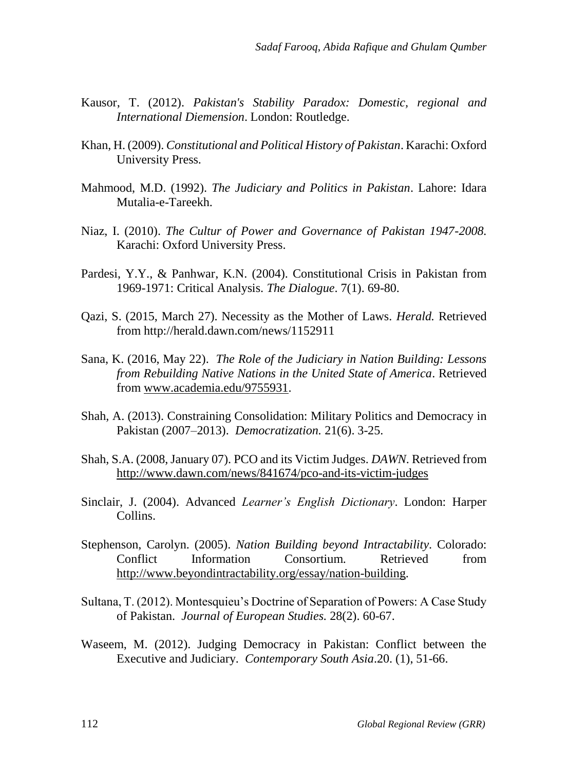Kausor, T. (2012). *Pakistan's Stability Paradox: Domestic, regional and International Diemension*. London: Routledge.

Khan, H. (2009). *Constitutional and Political History of Pakistan*. Karachi: Oxford University Press.

Mahmood, M.D. (1992). *The Judiciary and Politics in Pakistan*. Lahore: Idara Mutalia-e-Tareekh.

Niaz, I. (2010). *The Cultur of Power and Governance of Pakistan 1947-2008.* Karachi: Oxford University Press.

Pardesi, Y.Y., & Panhwar, K.N. (2004). Constitutional Crisis in Pakistan from 1969-1971: Critical Analysis. *The Dialogue*. 7(1). 69-80.

Qazi, S. (2015, March 27). Necessity as the Mother of Laws. *Herald.* Retrieved from http://herald.dawn.com/news/1152911

Sana, K. (2016, May 22). *The Role of the Judiciary in Nation Building: Lessons from Rebuilding Native Nations in the United State of America*. Retrieved from www.academia.edu/9755931.

Shah, A. (2013). Constraining Consolidation: Military Politics and Democracy in Pakistan (2007–2013). *Democratization.* 21(6). 3-25.

Shah, S.A. (2008, January 07). PCO and its Victim Judges. *DAWN*. Retrieved from http://www.dawn.com/news/841674/pco-and-its-victim-judges

Sinclair, J. (2004). Advanced *Learner's English Dictionary*. London: Harper Collins.

Stephenson, Carolyn. (2005). *Nation Building beyond Intractability*. Colorado: Conflict Information Consortium. Retrieved from http://www.beyondintractability.org/essay/nation-building.

Sultana, T. (2012). Montesquieu's Doctrine of Separation of Powers: A Case Study of Pakistan. *Journal of European Studies.* 28(2). 60-67.

Waseem, M. (2012). Judging Democracy in Pakistan: Conflict between the Executive and Judiciary. *Contemporary South Asia*.20. (1), 51-66.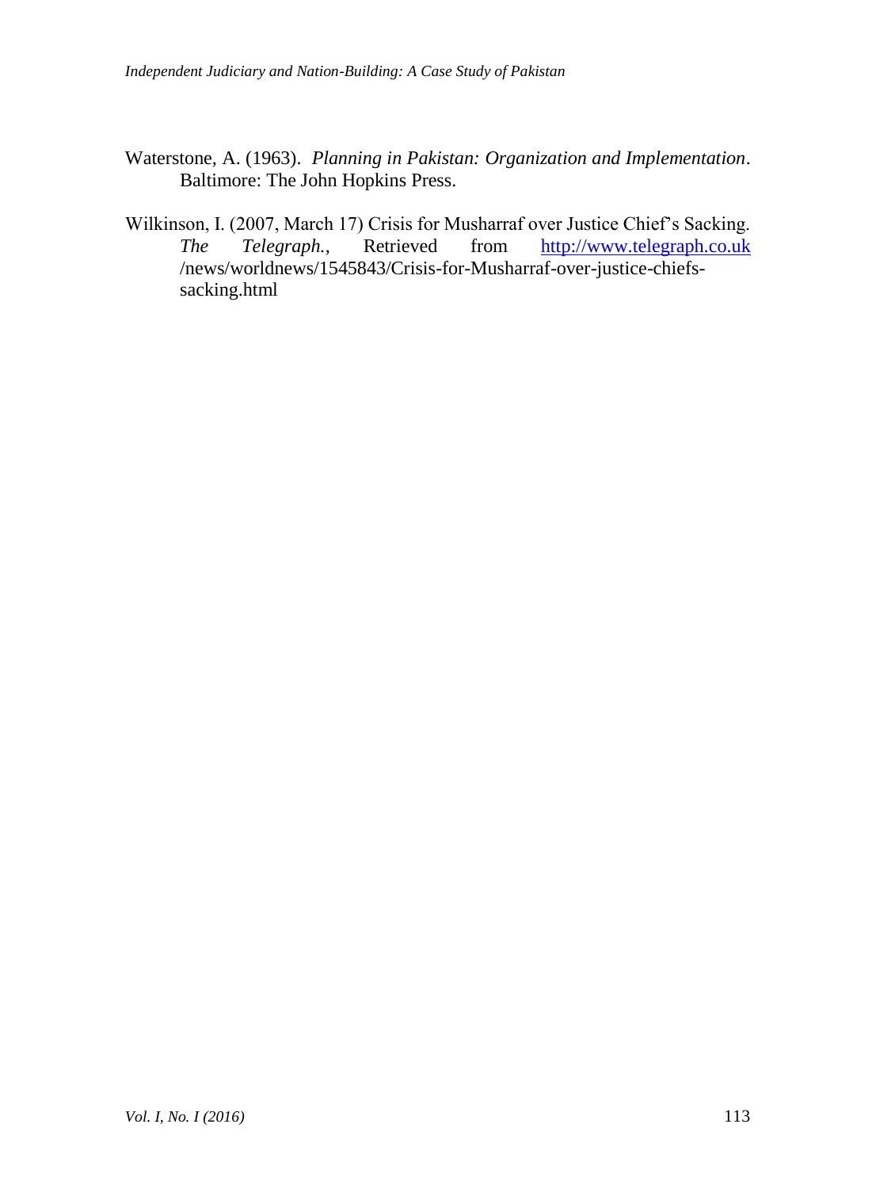Waterstone, A. (1963). *Planning in Pakistan: Organization and Implementation*. Baltimore: The John Hopkins Press.

Wilkinson, I. (2007, March 17) Crisis for Musharraf over Justice Chief's Sacking. *The Telegraph.*, Retrieved from http://www.telegraph.co.uk /news/worldnews/1545843/Crisis-for-Musharraf-over-justice-chiefs-sacking.html